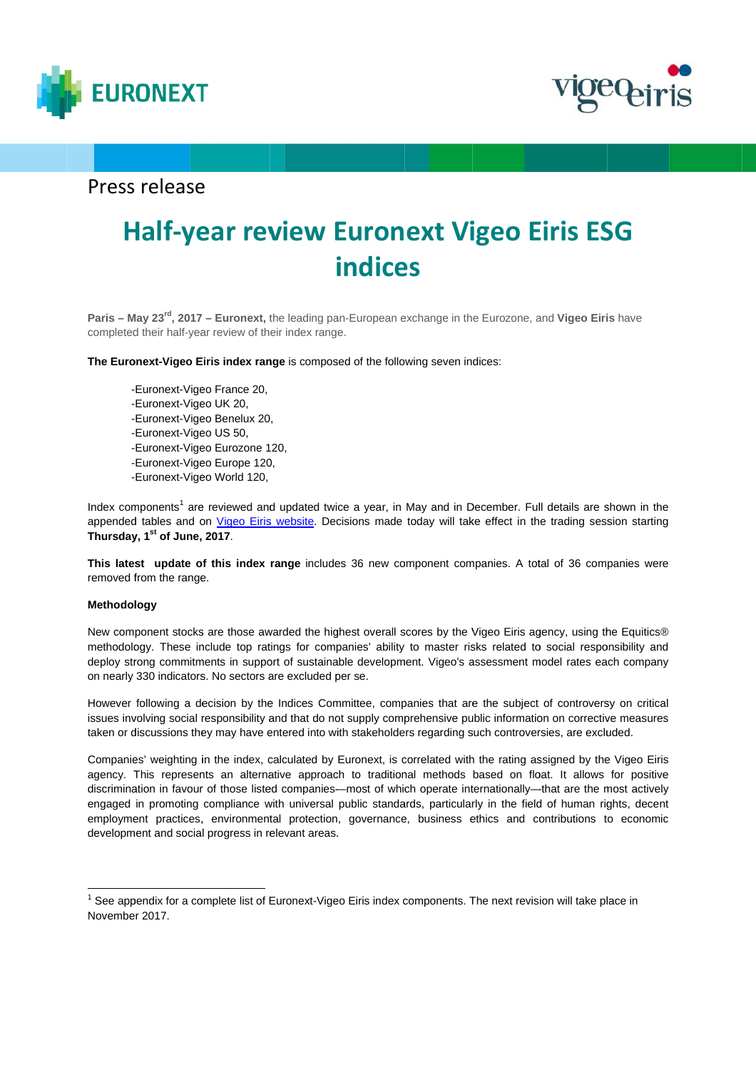Press release

# Half-year review Euronext Vigeo Eiris ESG indices

**Paris – May 23rd, 2017 – Euronext,** the leading pan-European exchange in the Eurozone, and **Vigeo Eiris** have completed their half-year review of their index range.

**The Euronext-Vigeo Eiris index range** is composed of the following seven indices:

- -Euronext-Vigeo France 20,
- -Euronext-Vigeo UK 20,
- -Euronext-Vigeo Benelux 20,
- -Euronext-Vigeo US 50,
- -Euronext-Vigeo Eurozone 120,
- -Euronext-Vigeo Europe 120,
- -Euronext-Vigeo World 120,

Index components[1] are reviewed and updated twice a year, in May and in December. Full details are shown in the appended tables and on Vigeo Eiris website. Decisions made today will take effect in the trading session starting **Thursday, 1st of June, 2017**.

**This latest update of this index range** includes 36 new component companies. A total of 36 companies were removed from the range.

**Methodology**

New component stocks are those awarded the highest overall scores by the Vigeo Eiris agency, using the Equitics® methodology. These include top ratings for companies' ability to master risks related to social responsibility and deploy strong commitments in support of sustainable development. Vigeo's assessment model rates each company on nearly 330 indicators. No sectors are excluded per se.

However following a decision by the Indices Committee, companies that are the subject of controversy on critical issues involving social responsibility and that do not supply comprehensive public information on corrective measures taken or discussions they may have entered into with stakeholders regarding such controversies, are excluded.

Companies' weighting in the index, calculated by Euronext, is correlated with the rating assigned by the Vigeo Eiris agency. This represents an alternative approach to traditional methods based on float. It allows for positive discrimination in favour of those listed companies—most of which operate internationally—that are the most actively engaged in promoting compliance with universal public standards, particularly in the field of human rights, decent employment practices, environmental protection, governance, business ethics and contributions to economic development and social progress in relevant areas.

[1] See appendix for a complete list of Euronext-Vigeo Eiris index components. The next revision will take place in November 2017.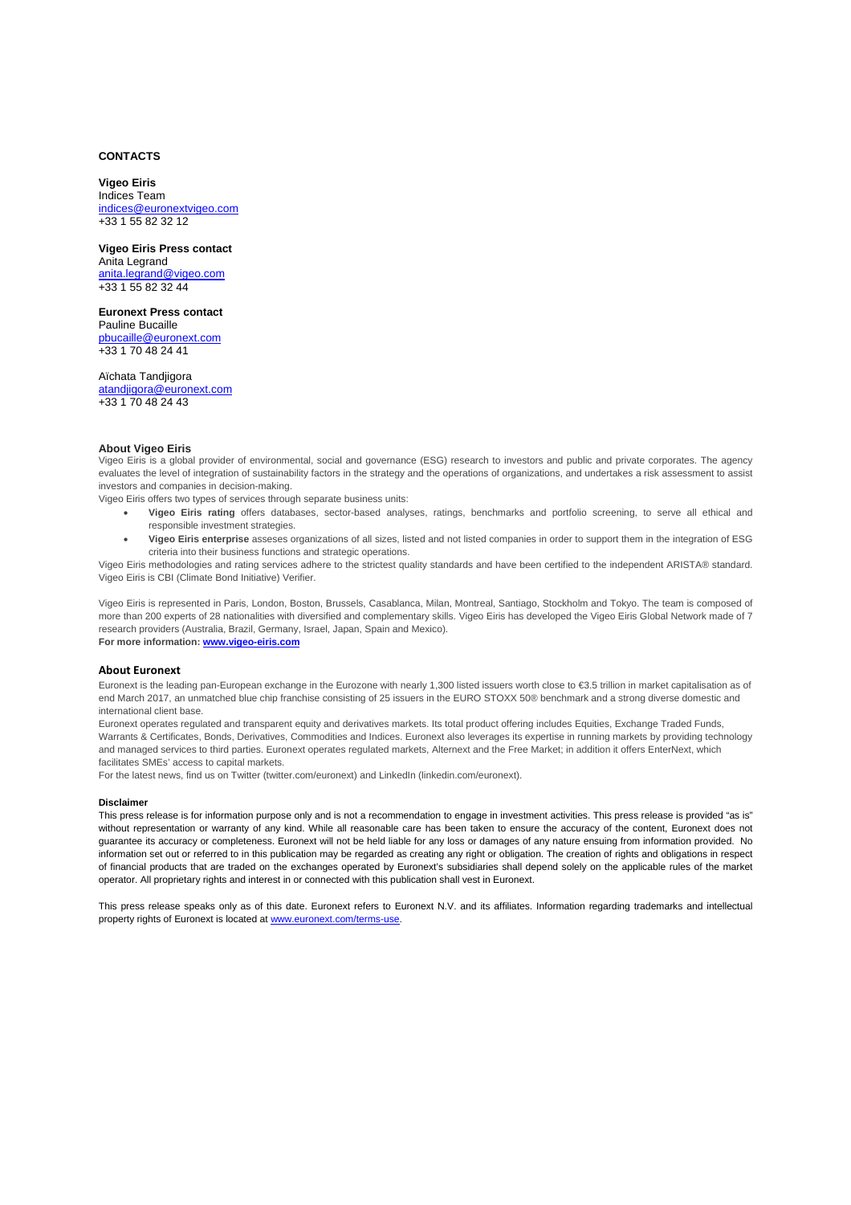**CONTACTS**

**Vigeo Eiris**
Indices Team
indices@euronextvigeo.com
+33 1 55 82 32 12

**Vigeo Eiris Press contact**
Anita Legrand
anita.legrand@vigeo.com
+33 1 55 82 32 44

**Euronext Press contact**
Pauline Bucaille
pbucaille@euronext.com
+33 1 70 48 24 41

Aïchata Tandjigora
atandjigora@euronext.com
+33 1 70 48 24 43

### About Vigeo Eiris

Vigeo Eiris is a global provider of environmental, social and governance (ESG) research to investors and public and private corporates. The agency evaluates the level of integration of sustainability factors in the strategy and the operations of organizations, and undertakes a risk assessment to assist investors and companies in decision-making.

Vigeo Eiris offers two types of services through separate business units:

- **Vigeo Eiris rating** offers databases, sector-based analyses, ratings, benchmarks and portfolio screening, to serve all ethical and responsible investment strategies.
- **Vigeo Eiris enterprise** asseses organizations of all sizes, listed and not listed companies in order to support them in the integration of ESG criteria into their business functions and strategic operations.

Vigeo Eiris methodologies and rating services adhere to the strictest quality standards and have been certified to the independent ARISTA® standard. Vigeo Eiris is CBI (Climate Bond Initiative) Verifier.

Vigeo Eiris is represented in Paris, London, Boston, Brussels, Casablanca, Milan, Montreal, Santiago, Stockholm and Tokyo. The team is composed of more than 200 experts of 28 nationalities with diversified and complementary skills. Vigeo Eiris has developed the Vigeo Eiris Global Network made of 7 research providers (Australia, Brazil, Germany, Israel, Japan, Spain and Mexico).

**For more information: www.vigeo-eiris.com**

### About Euronext

Euronext is the leading pan-European exchange in the Eurozone with nearly 1,300 listed issuers worth close to €3.5 trillion in market capitalisation as of end March 2017, an unmatched blue chip franchise consisting of 25 issuers in the EURO STOXX 50® benchmark and a strong diverse domestic and international client base.

Euronext operates regulated and transparent equity and derivatives markets. Its total product offering includes Equities, Exchange Traded Funds, Warrants & Certificates, Bonds, Derivatives, Commodities and Indices. Euronext also leverages its expertise in running markets by providing technology and managed services to third parties. Euronext operates regulated markets, Alternext and the Free Market; in addition it offers EnterNext, which facilitates SMEs' access to capital markets.

For the latest news, find us on Twitter (twitter.com/euronext) and LinkedIn (linkedin.com/euronext).

**Disclaimer**

This press release is for information purpose only and is not a recommendation to engage in investment activities. This press release is provided "as is" without representation or warranty of any kind. While all reasonable care has been taken to ensure the accuracy of the content, Euronext does not guarantee its accuracy or completeness. Euronext will not be held liable for any loss or damages of any nature ensuing from information provided. No information set out or referred to in this publication may be regarded as creating any right or obligation. The creation of rights and obligations in respect of financial products that are traded on the exchanges operated by Euronext's subsidiaries shall depend solely on the applicable rules of the market operator. All proprietary rights and interest in or connected with this publication shall vest in Euronext.

This press release speaks only as of this date. Euronext refers to Euronext N.V. and its affiliates. Information regarding trademarks and intellectual property rights of Euronext is located at www.euronext.com/terms-use.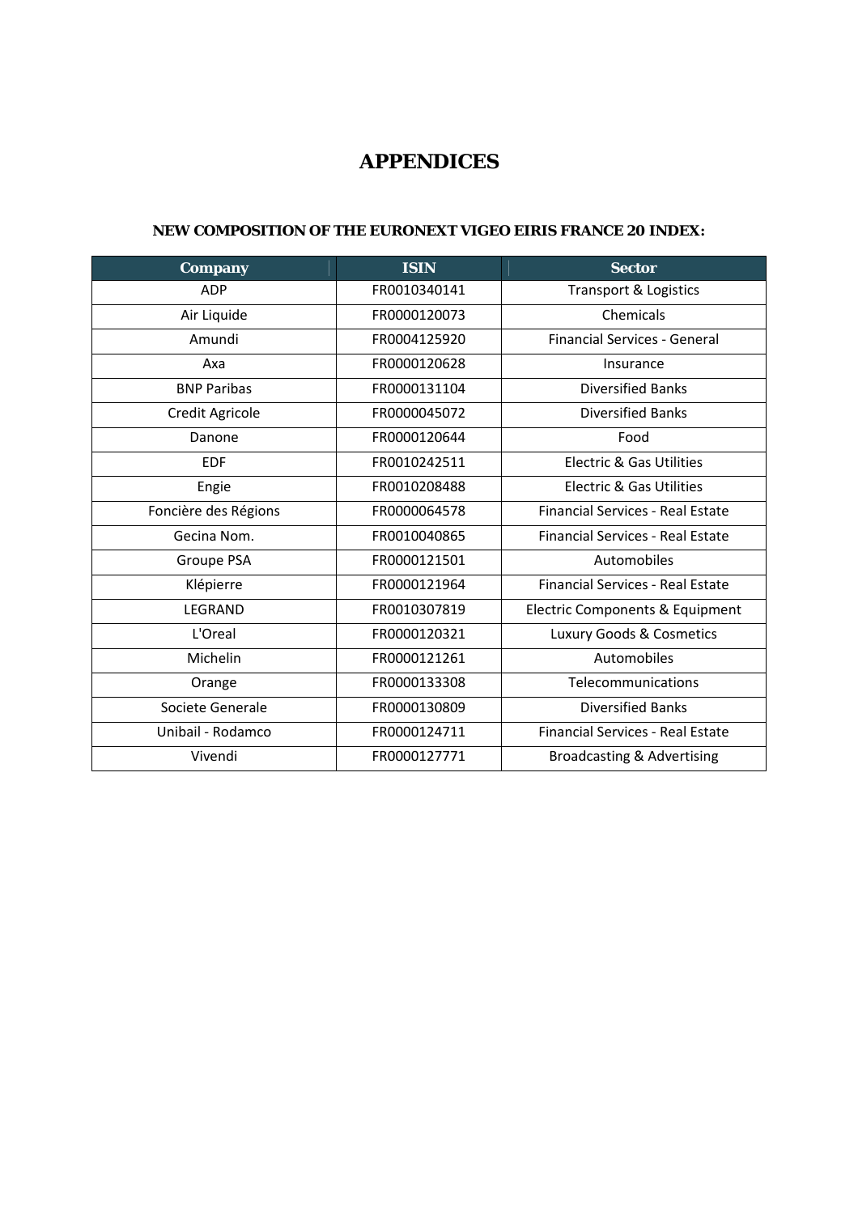# APPENDICES

### NEW COMPOSITION OF THE EURONEXT VIGEO EIRIS FRANCE 20 INDEX:

| Company | ISIN | Sector |
|---|---|---|
| ADP | FR0010340141 | Transport & Logistics |
| Air Liquide | FR0000120073 | Chemicals |
| Amundi | FR0004125920 | Financial Services - General |
| Axa | FR0000120628 | Insurance |
| BNP Paribas | FR0000131104 | Diversified Banks |
| Credit Agricole | FR0000045072 | Diversified Banks |
| Danone | FR0000120644 | Food |
| EDF | FR0010242511 | Electric & Gas Utilities |
| Engie | FR0010208488 | Electric & Gas Utilities |
| Foncière des Régions | FR0000064578 | Financial Services - Real Estate |
| Gecina Nom. | FR0010040865 | Financial Services - Real Estate |
| Groupe PSA | FR0000121501 | Automobiles |
| Klépierre | FR0000121964 | Financial Services - Real Estate |
| LEGRAND | FR0010307819 | Electric Components & Equipment |
| L'Oreal | FR0000120321 | Luxury Goods & Cosmetics |
| Michelin | FR0000121261 | Automobiles |
| Orange | FR0000133308 | Telecommunications |
| Societe Generale | FR0000130809 | Diversified Banks |
| Unibail - Rodamco | FR0000124711 | Financial Services - Real Estate |
| Vivendi | FR0000127771 | Broadcasting & Advertising |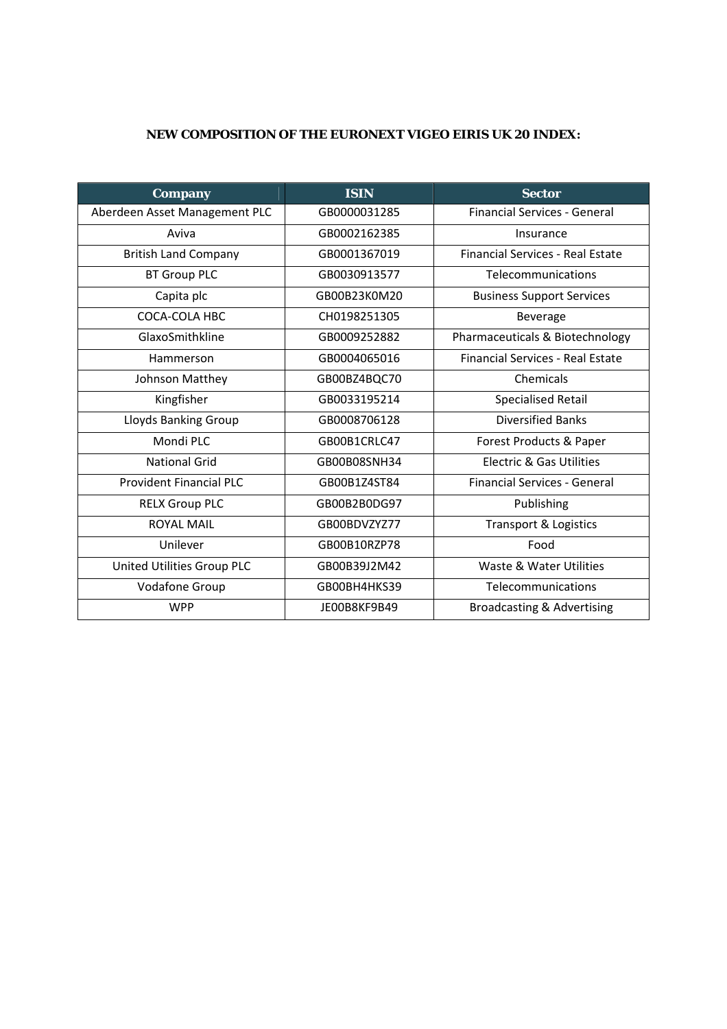**NEW COMPOSITION OF THE EURONEXT VIGEO EIRIS UK 20 INDEX:**

| Company | ISIN | Sector |
|---|---|---|
| Aberdeen Asset Management PLC | GB0000031285 | Financial Services - General |
| Aviva | GB0002162385 | Insurance |
| British Land Company | GB0001367019 | Financial Services - Real Estate |
| BT Group PLC | GB0030913577 | Telecommunications |
| Capita plc | GB00B23K0M20 | Business Support Services |
| COCA-COLA HBC | CH0198251305 | Beverage |
| GlaxoSmithkline | GB0009252882 | Pharmaceuticals & Biotechnology |
| Hammerson | GB0004065016 | Financial Services - Real Estate |
| Johnson Matthey | GB00BZ4BQC70 | Chemicals |
| Kingfisher | GB0033195214 | Specialised Retail |
| Lloyds Banking Group | GB0008706128 | Diversified Banks |
| Mondi PLC | GB00B1CRLC47 | Forest Products & Paper |
| National Grid | GB00B08SNH34 | Electric & Gas Utilities |
| Provident Financial PLC | GB00B1Z4ST84 | Financial Services - General |
| RELX Group PLC | GB00B2B0DG97 | Publishing |
| ROYAL MAIL | GB00BDVZYZ77 | Transport & Logistics |
| Unilever | GB00B10RZP78 | Food |
| United Utilities Group PLC | GB00B39J2M42 | Waste & Water Utilities |
| Vodafone Group | GB00BH4HKS39 | Telecommunications |
| WPP | JE00B8KF9B49 | Broadcasting & Advertising |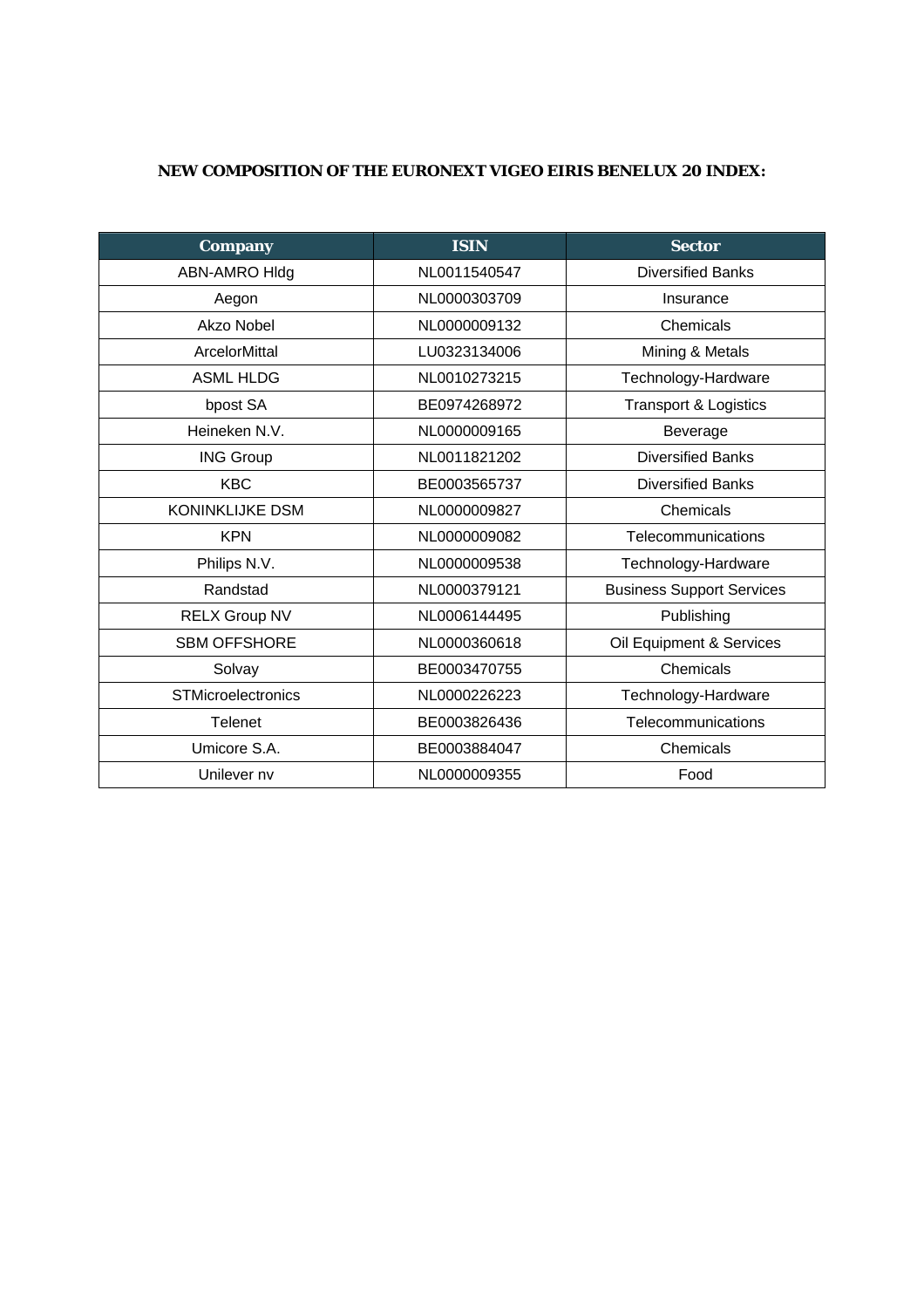**NEW COMPOSITION OF THE EURONEXT VIGEO EIRIS BENELUX 20 INDEX:**

| Company | ISIN | Sector |
|---|---|---|
| ABN-AMRO Hldg | NL0011540547 | Diversified Banks |
| Aegon | NL0000303709 | Insurance |
| Akzo Nobel | NL0000009132 | Chemicals |
| ArcelorMittal | LU0323134006 | Mining & Metals |
| ASML HLDG | NL0010273215 | Technology-Hardware |
| bpost SA | BE0974268972 | Transport & Logistics |
| Heineken N.V. | NL0000009165 | Beverage |
| ING Group | NL0011821202 | Diversified Banks |
| KBC | BE0003565737 | Diversified Banks |
| KONINKLIJKE DSM | NL0000009827 | Chemicals |
| KPN | NL0000009082 | Telecommunications |
| Philips N.V. | NL0000009538 | Technology-Hardware |
| Randstad | NL0000379121 | Business Support Services |
| RELX Group NV | NL0006144495 | Publishing |
| SBM OFFSHORE | NL0000360618 | Oil Equipment & Services |
| Solvay | BE0003470755 | Chemicals |
| STMicroelectronics | NL0000226223 | Technology-Hardware |
| Telenet | BE0003826436 | Telecommunications |
| Umicore S.A. | BE0003884047 | Chemicals |
| Unilever nv | NL0000009355 | Food |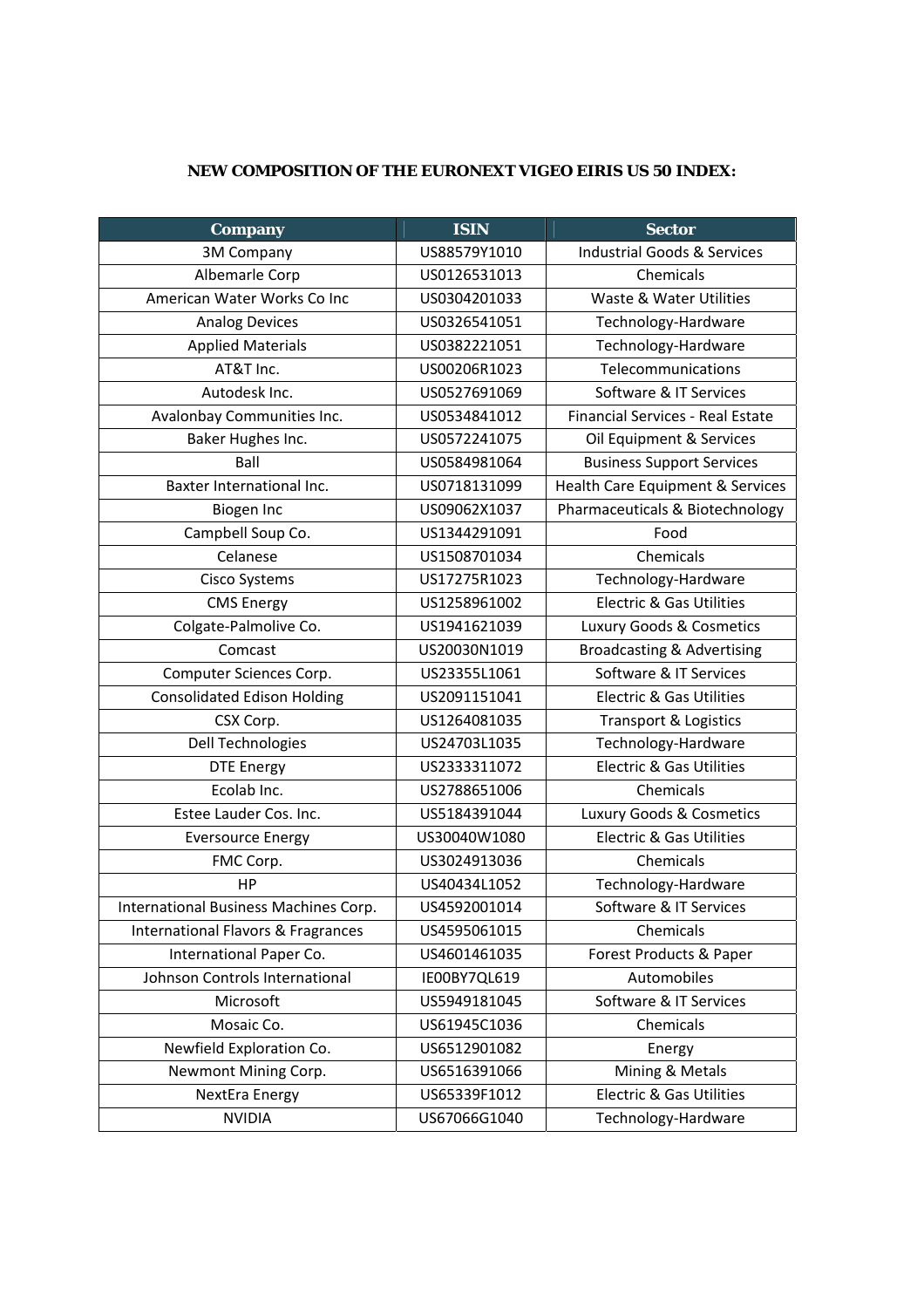**NEW COMPOSITION OF THE EURONEXT VIGEO EIRIS US 50 INDEX:**

| Company | ISIN | Sector |
|---|---|---|
| 3M Company | US88579Y1010 | Industrial Goods & Services |
| Albemarle Corp | US0126531013 | Chemicals |
| American Water Works Co Inc | US0304201033 | Waste & Water Utilities |
| Analog Devices | US0326541051 | Technology-Hardware |
| Applied Materials | US0382221051 | Technology-Hardware |
| AT&T Inc. | US00206R1023 | Telecommunications |
| Autodesk Inc. | US0527691069 | Software & IT Services |
| Avalonbay Communities Inc. | US0534841012 | Financial Services - Real Estate |
| Baker Hughes Inc. | US0572241075 | Oil Equipment & Services |
| Ball | US0584981064 | Business Support Services |
| Baxter International Inc. | US0718131099 | Health Care Equipment & Services |
| Biogen Inc | US09062X1037 | Pharmaceuticals & Biotechnology |
| Campbell Soup Co. | US1344291091 | Food |
| Celanese | US1508701034 | Chemicals |
| Cisco Systems | US17275R1023 | Technology-Hardware |
| CMS Energy | US1258961002 | Electric & Gas Utilities |
| Colgate-Palmolive Co. | US1941621039 | Luxury Goods & Cosmetics |
| Comcast | US20030N1019 | Broadcasting & Advertising |
| Computer Sciences Corp. | US23355L1061 | Software & IT Services |
| Consolidated Edison Holding | US2091151041 | Electric & Gas Utilities |
| CSX Corp. | US1264081035 | Transport & Logistics |
| Dell Technologies | US24703L1035 | Technology-Hardware |
| DTE Energy | US2333311072 | Electric & Gas Utilities |
| Ecolab Inc. | US2788651006 | Chemicals |
| Estee Lauder Cos. Inc. | US5184391044 | Luxury Goods & Cosmetics |
| Eversource Energy | US30040W1080 | Electric & Gas Utilities |
| FMC Corp. | US3024913036 | Chemicals |
| HP | US40434L1052 | Technology-Hardware |
| International Business Machines Corp. | US4592001014 | Software & IT Services |
| International Flavors & Fragrances | US4595061015 | Chemicals |
| International Paper Co. | US4601461035 | Forest Products & Paper |
| Johnson Controls International | IE00BY7QL619 | Automobiles |
| Microsoft | US5949181045 | Software & IT Services |
| Mosaic Co. | US61945C1036 | Chemicals |
| Newfield Exploration Co. | US6512901082 | Energy |
| Newmont Mining Corp. | US6516391066 | Mining & Metals |
| NextEra Energy | US65339F1012 | Electric & Gas Utilities |
| NVIDIA | US67066G1040 | Technology-Hardware |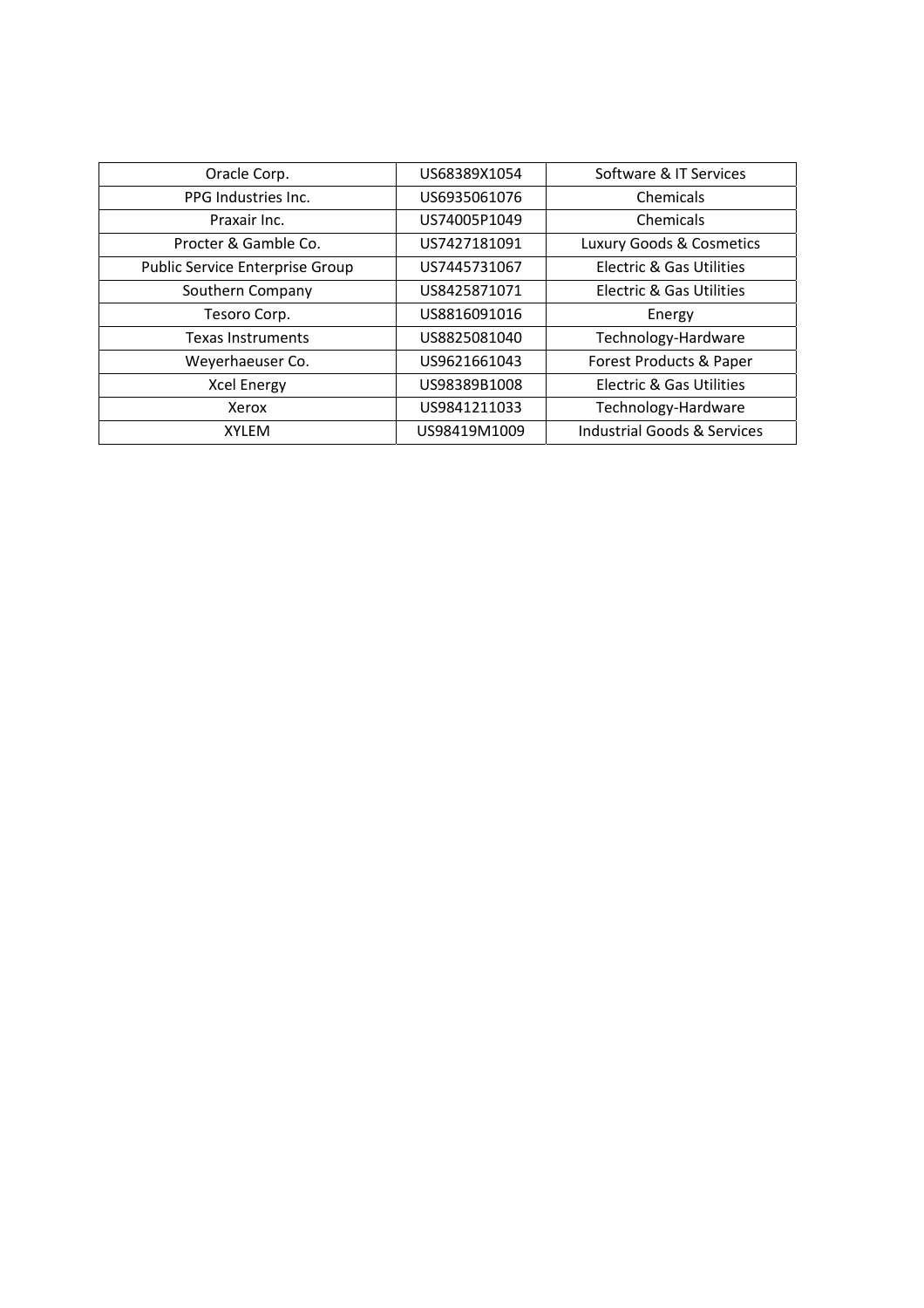| Oracle Corp. | US68389X1054 | Software & IT Services |
|---|---|---|
| PPG Industries Inc. | US6935061076 | Chemicals |
| Praxair Inc. | US74005P1049 | Chemicals |
| Procter & Gamble Co. | US7427181091 | Luxury Goods & Cosmetics |
| Public Service Enterprise Group | US7445731067 | Electric & Gas Utilities |
| Southern Company | US8425871071 | Electric & Gas Utilities |
| Tesoro Corp. | US8816091016 | Energy |
| Texas Instruments | US8825081040 | Technology-Hardware |
| Weyerhaeuser Co. | US9621661043 | Forest Products & Paper |
| Xcel Energy | US98389B1008 | Electric & Gas Utilities |
| Xerox | US9841211033 | Technology-Hardware |
| XYLEM | US98419M1009 | Industrial Goods & Services |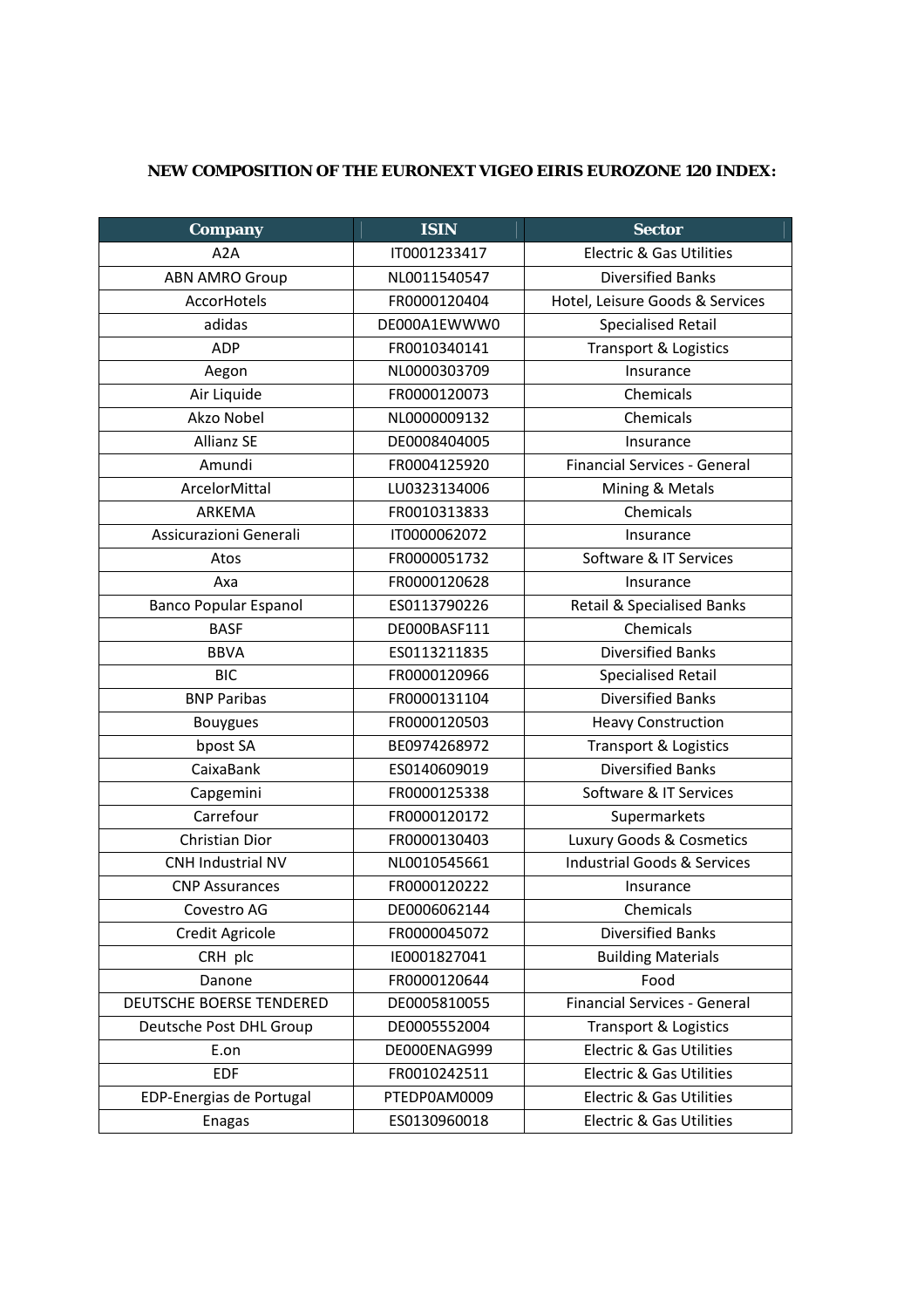**NEW COMPOSITION OF THE EURONEXT VIGEO EIRIS EUROZONE 120 INDEX:**

| Company | ISIN | Sector |
|---|---|---|
| A2A | IT0001233417 | Electric & Gas Utilities |
| ABN AMRO Group | NL0011540547 | Diversified Banks |
| AccorHotels | FR0000120404 | Hotel, Leisure Goods & Services |
| adidas | DE000A1EWWW0 | Specialised Retail |
| ADP | FR0010340141 | Transport & Logistics |
| Aegon | NL0000303709 | Insurance |
| Air Liquide | FR0000120073 | Chemicals |
| Akzo Nobel | NL0000009132 | Chemicals |
| Allianz SE | DE0008404005 | Insurance |
| Amundi | FR0004125920 | Financial Services - General |
| ArcelorMittal | LU0323134006 | Mining & Metals |
| ARKEMA | FR0010313833 | Chemicals |
| Assicurazioni Generali | IT0000062072 | Insurance |
| Atos | FR0000051732 | Software & IT Services |
| Axa | FR0000120628 | Insurance |
| Banco Popular Espanol | ES0113790226 | Retail & Specialised Banks |
| BASF | DE000BASF111 | Chemicals |
| BBVA | ES0113211835 | Diversified Banks |
| BIC | FR0000120966 | Specialised Retail |
| BNP Paribas | FR0000131104 | Diversified Banks |
| Bouygues | FR0000120503 | Heavy Construction |
| bpost SA | BE0974268972 | Transport & Logistics |
| CaixaBank | ES0140609019 | Diversified Banks |
| Capgemini | FR0000125338 | Software & IT Services |
| Carrefour | FR0000120172 | Supermarkets |
| Christian Dior | FR0000130403 | Luxury Goods & Cosmetics |
| CNH Industrial NV | NL0010545661 | Industrial Goods & Services |
| CNP Assurances | FR0000120222 | Insurance |
| Covestro AG | DE0006062144 | Chemicals |
| Credit Agricole | FR0000045072 | Diversified Banks |
| CRH plc | IE0001827041 | Building Materials |
| Danone | FR0000120644 | Food |
| DEUTSCHE BOERSE TENDERED | DE0005810055 | Financial Services - General |
| Deutsche Post DHL Group | DE0005552004 | Transport & Logistics |
| E.on | DE000ENAG999 | Electric & Gas Utilities |
| EDF | FR0010242511 | Electric & Gas Utilities |
| EDP-Energias de Portugal | PTEDP0AM0009 | Electric & Gas Utilities |
| Enagas | ES0130960018 | Electric & Gas Utilities |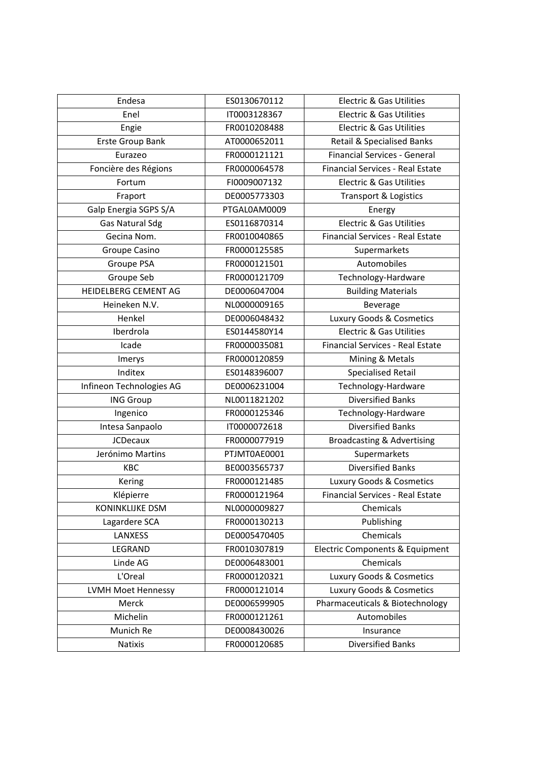| Endesa | ES0130670112 | Electric & Gas Utilities |
|---|---|---|
| Enel | IT0003128367 | Electric & Gas Utilities |
| Engie | FR0010208488 | Electric & Gas Utilities |
| Erste Group Bank | AT0000652011 | Retail & Specialised Banks |
| Eurazeo | FR0000121121 | Financial Services - General |
| Foncière des Régions | FR0000064578 | Financial Services - Real Estate |
| Fortum | FI0009007132 | Electric & Gas Utilities |
| Fraport | DE0005773303 | Transport & Logistics |
| Galp Energia SGPS S/A | PTGAL0AM0009 | Energy |
| Gas Natural Sdg | ES0116870314 | Electric & Gas Utilities |
| Gecina Nom. | FR0010040865 | Financial Services - Real Estate |
| Groupe Casino | FR0000125585 | Supermarkets |
| Groupe PSA | FR0000121501 | Automobiles |
| Groupe Seb | FR0000121709 | Technology-Hardware |
| HEIDELBERG CEMENT AG | DE0006047004 | Building Materials |
| Heineken N.V. | NL0000009165 | Beverage |
| Henkel | DE0006048432 | Luxury Goods & Cosmetics |
| Iberdrola | ES0144580Y14 | Electric & Gas Utilities |
| Icade | FR0000035081 | Financial Services - Real Estate |
| Imerys | FR0000120859 | Mining & Metals |
| Inditex | ES0148396007 | Specialised Retail |
| Infineon Technologies AG | DE0006231004 | Technology-Hardware |
| ING Group | NL0011821202 | Diversified Banks |
| Ingenico | FR0000125346 | Technology-Hardware |
| Intesa Sanpaolo | IT0000072618 | Diversified Banks |
| JCDecaux | FR0000077919 | Broadcasting & Advertising |
| Jerónimo Martins | PTJMT0AE0001 | Supermarkets |
| KBC | BE0003565737 | Diversified Banks |
| Kering | FR0000121485 | Luxury Goods & Cosmetics |
| Klépierre | FR0000121964 | Financial Services - Real Estate |
| KONINKLIJKE DSM | NL0000009827 | Chemicals |
| Lagardere SCA | FR0000130213 | Publishing |
| LANXESS | DE0005470405 | Chemicals |
| LEGRAND | FR0010307819 | Electric Components & Equipment |
| Linde AG | DE0006483001 | Chemicals |
| L'Oreal | FR0000120321 | Luxury Goods & Cosmetics |
| LVMH Moet Hennessy | FR0000121014 | Luxury Goods & Cosmetics |
| Merck | DE0006599905 | Pharmaceuticals & Biotechnology |
| Michelin | FR0000121261 | Automobiles |
| Munich Re | DE0008430026 | Insurance |
| Natixis | FR0000120685 | Diversified Banks |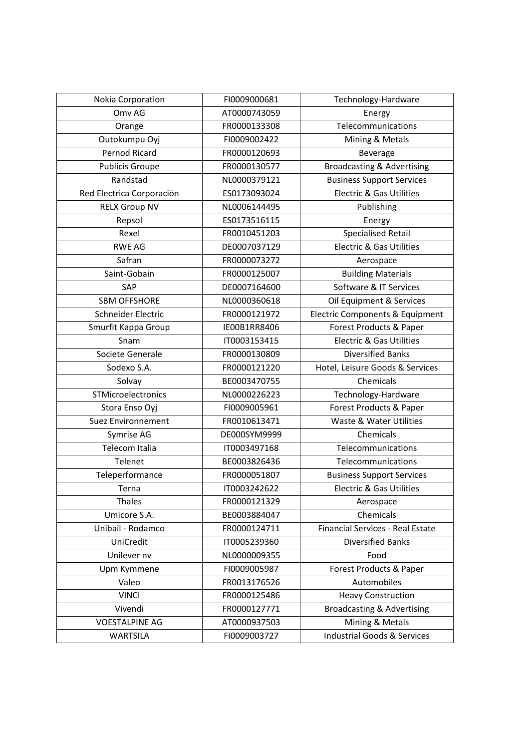| Nokia Corporation | FI0009000681 | Technology-Hardware |
|---|---|---|
| Omv AG | AT0000743059 | Energy |
| Orange | FR0000133308 | Telecommunications |
| Outokumpu Oyj | FI0009002422 | Mining & Metals |
| Pernod Ricard | FR0000120693 | Beverage |
| Publicis Groupe | FR0000130577 | Broadcasting & Advertising |
| Randstad | NL0000379121 | Business Support Services |
| Red Electrica Corporación | ES0173093024 | Electric & Gas Utilities |
| RELX Group NV | NL0006144495 | Publishing |
| Repsol | ES0173516115 | Energy |
| Rexel | FR0010451203 | Specialised Retail |
| RWE AG | DE0007037129 | Electric & Gas Utilities |
| Safran | FR0000073272 | Aerospace |
| Saint-Gobain | FR0000125007 | Building Materials |
| SAP | DE0007164600 | Software & IT Services |
| SBM OFFSHORE | NL0000360618 | Oil Equipment & Services |
| Schneider Electric | FR0000121972 | Electric Components & Equipment |
| Smurfit Kappa Group | IE00B1RR8406 | Forest Products & Paper |
| Snam | IT0003153415 | Electric & Gas Utilities |
| Societe Generale | FR0000130809 | Diversified Banks |
| Sodexo S.A. | FR0000121220 | Hotel, Leisure Goods & Services |
| Solvay | BE0003470755 | Chemicals |
| STMicroelectronics | NL0000226223 | Technology-Hardware |
| Stora Enso Oyj | FI0009005961 | Forest Products & Paper |
| Suez Environnement | FR0010613471 | Waste & Water Utilities |
| Symrise AG | DE000SYM9999 | Chemicals |
| Telecom Italia | IT0003497168 | Telecommunications |
| Telenet | BE0003826436 | Telecommunications |
| Teleperformance | FR0000051807 | Business Support Services |
| Terna | IT0003242622 | Electric & Gas Utilities |
| Thales | FR0000121329 | Aerospace |
| Umicore S.A. | BE0003884047 | Chemicals |
| Unibail - Rodamco | FR0000124711 | Financial Services - Real Estate |
| UniCredit | IT0005239360 | Diversified Banks |
| Unilever nv | NL0000009355 | Food |
| Upm Kymmene | FI0009005987 | Forest Products & Paper |
| Valeo | FR0013176526 | Automobiles |
| VINCI | FR0000125486 | Heavy Construction |
| Vivendi | FR0000127771 | Broadcasting & Advertising |
| VOESTALPINE AG | AT0000937503 | Mining & Metals |
| WARTSILA | FI0009003727 | Industrial Goods & Services |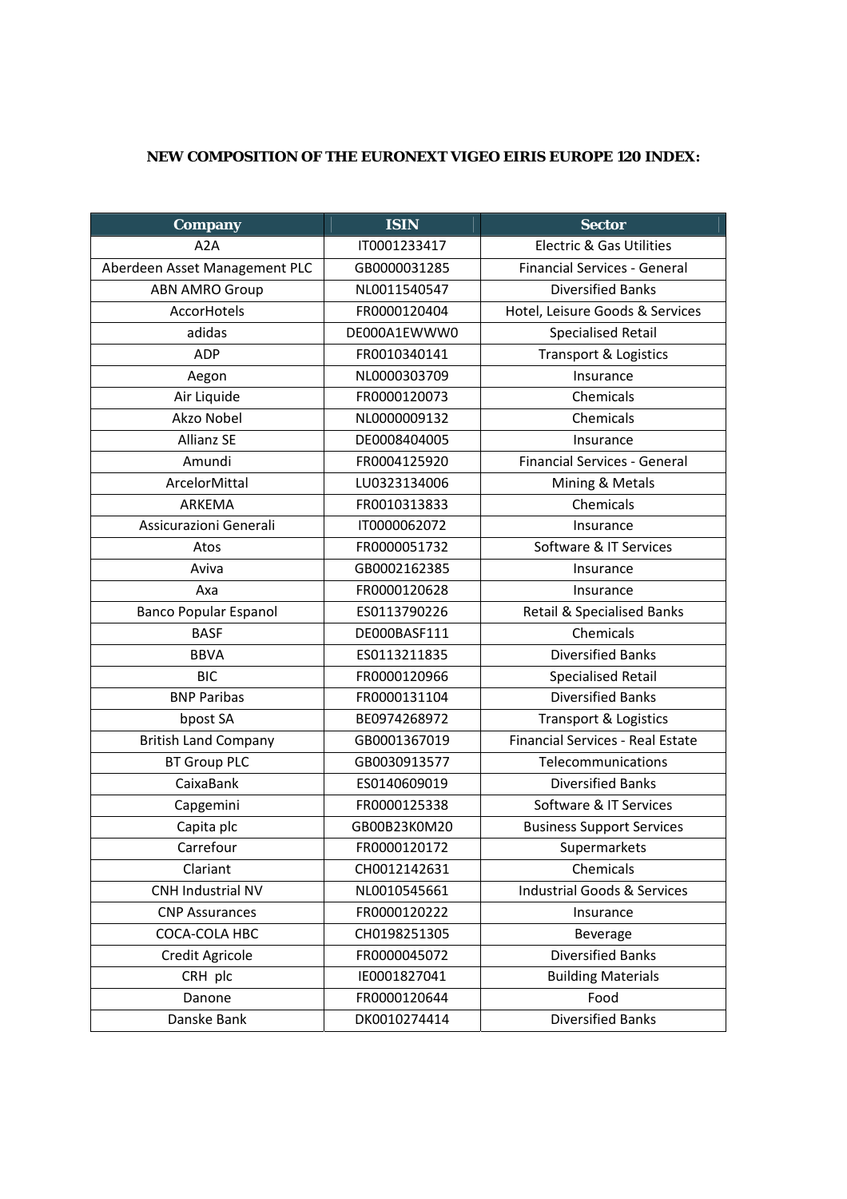**NEW COMPOSITION OF THE EURONEXT VIGEO EIRIS EUROPE 120 INDEX:**

| Company | ISIN | Sector |
|---|---|---|
| A2A | IT0001233417 | Electric & Gas Utilities |
| Aberdeen Asset Management PLC | GB0000031285 | Financial Services - General |
| ABN AMRO Group | NL0011540547 | Diversified Banks |
| AccorHotels | FR0000120404 | Hotel, Leisure Goods & Services |
| adidas | DE000A1EWWW0 | Specialised Retail |
| ADP | FR0010340141 | Transport & Logistics |
| Aegon | NL0000303709 | Insurance |
| Air Liquide | FR0000120073 | Chemicals |
| Akzo Nobel | NL0000009132 | Chemicals |
| Allianz SE | DE0008404005 | Insurance |
| Amundi | FR0004125920 | Financial Services - General |
| ArcelorMittal | LU0323134006 | Mining & Metals |
| ARKEMA | FR0010313833 | Chemicals |
| Assicurazioni Generali | IT0000062072 | Insurance |
| Atos | FR0000051732 | Software & IT Services |
| Aviva | GB0002162385 | Insurance |
| Axa | FR0000120628 | Insurance |
| Banco Popular Espanol | ES0113790226 | Retail & Specialised Banks |
| BASF | DE000BASF111 | Chemicals |
| BBVA | ES0113211835 | Diversified Banks |
| BIC | FR0000120966 | Specialised Retail |
| BNP Paribas | FR0000131104 | Diversified Banks |
| bpost SA | BE0974268972 | Transport & Logistics |
| British Land Company | GB0001367019 | Financial Services - Real Estate |
| BT Group PLC | GB0030913577 | Telecommunications |
| CaixaBank | ES0140609019 | Diversified Banks |
| Capgemini | FR0000125338 | Software & IT Services |
| Capita plc | GB00B23K0M20 | Business Support Services |
| Carrefour | FR0000120172 | Supermarkets |
| Clariant | CH0012142631 | Chemicals |
| CNH Industrial NV | NL0010545661 | Industrial Goods & Services |
| CNP Assurances | FR0000120222 | Insurance |
| COCA-COLA HBC | CH0198251305 | Beverage |
| Credit Agricole | FR0000045072 | Diversified Banks |
| CRH plc | IE0001827041 | Building Materials |
| Danone | FR0000120644 | Food |
| Danske Bank | DK0010274414 | Diversified Banks |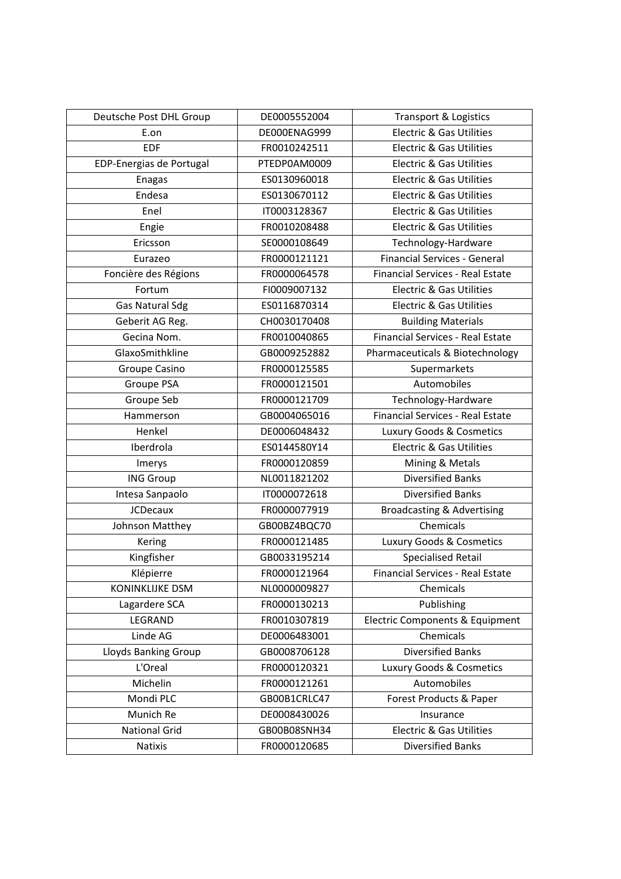| Deutsche Post DHL Group | DE0005552004 | Transport & Logistics |
|---|---|---|
| E.on | DE000ENAG999 | Electric & Gas Utilities |
| EDF | FR0010242511 | Electric & Gas Utilities |
| EDP-Energias de Portugal | PTEDP0AM0009 | Electric & Gas Utilities |
| Enagas | ES0130960018 | Electric & Gas Utilities |
| Endesa | ES0130670112 | Electric & Gas Utilities |
| Enel | IT0003128367 | Electric & Gas Utilities |
| Engie | FR0010208488 | Electric & Gas Utilities |
| Ericsson | SE0000108649 | Technology-Hardware |
| Eurazeo | FR0000121121 | Financial Services - General |
| Foncière des Régions | FR0000064578 | Financial Services - Real Estate |
| Fortum | FI0009007132 | Electric & Gas Utilities |
| Gas Natural Sdg | ES0116870314 | Electric & Gas Utilities |
| Geberit AG Reg. | CH0030170408 | Building Materials |
| Gecina Nom. | FR0010040865 | Financial Services - Real Estate |
| GlaxoSmithkline | GB0009252882 | Pharmaceuticals & Biotechnology |
| Groupe Casino | FR0000125585 | Supermarkets |
| Groupe PSA | FR0000121501 | Automobiles |
| Groupe Seb | FR0000121709 | Technology-Hardware |
| Hammerson | GB0004065016 | Financial Services - Real Estate |
| Henkel | DE0006048432 | Luxury Goods & Cosmetics |
| Iberdrola | ES0144580Y14 | Electric & Gas Utilities |
| Imerys | FR0000120859 | Mining & Metals |
| ING Group | NL0011821202 | Diversified Banks |
| Intesa Sanpaolo | IT0000072618 | Diversified Banks |
| JCDecaux | FR0000077919 | Broadcasting & Advertising |
| Johnson Matthey | GB00BZ4BQC70 | Chemicals |
| Kering | FR0000121485 | Luxury Goods & Cosmetics |
| Kingfisher | GB0033195214 | Specialised Retail |
| Klépierre | FR0000121964 | Financial Services - Real Estate |
| KONINKLIJKE DSM | NL0000009827 | Chemicals |
| Lagardere SCA | FR0000130213 | Publishing |
| LEGRAND | FR0010307819 | Electric Components & Equipment |
| Linde AG | DE0006483001 | Chemicals |
| Lloyds Banking Group | GB0008706128 | Diversified Banks |
| L'Oreal | FR0000120321 | Luxury Goods & Cosmetics |
| Michelin | FR0000121261 | Automobiles |
| Mondi PLC | GB00B1CRLC47 | Forest Products & Paper |
| Munich Re | DE0008430026 | Insurance |
| National Grid | GB00B08SNH34 | Electric & Gas Utilities |
| Natixis | FR0000120685 | Diversified Banks |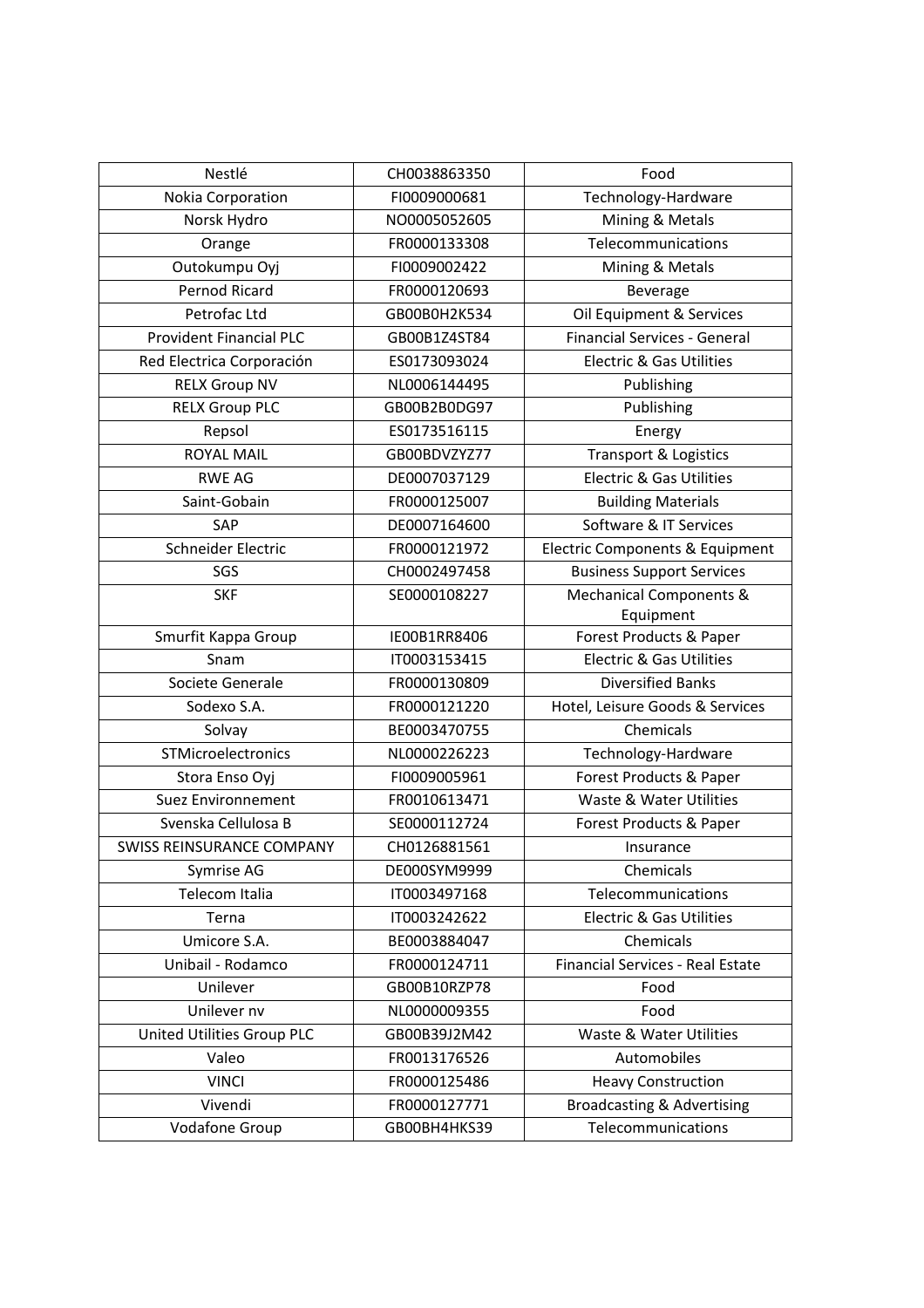| Nestlé | CH0038863350 | Food |
|---|---|---|
| Nokia Corporation | FI0009000681 | Technology-Hardware |
| Norsk Hydro | NO0005052605 | Mining & Metals |
| Orange | FR0000133308 | Telecommunications |
| Outokumpu Oyj | FI0009002422 | Mining & Metals |
| Pernod Ricard | FR0000120693 | Beverage |
| Petrofac Ltd | GB00B0H2K534 | Oil Equipment & Services |
| Provident Financial PLC | GB00B1Z4ST84 | Financial Services - General |
| Red Electrica Corporación | ES0173093024 | Electric & Gas Utilities |
| RELX Group NV | NL0006144495 | Publishing |
| RELX Group PLC | GB00B2B0DG97 | Publishing |
| Repsol | ES0173516115 | Energy |
| ROYAL MAIL | GB00BDVZYZ77 | Transport & Logistics |
| RWE AG | DE0007037129 | Electric & Gas Utilities |
| Saint-Gobain | FR0000125007 | Building Materials |
| SAP | DE0007164600 | Software & IT Services |
| Schneider Electric | FR0000121972 | Electric Components & Equipment |
| SGS | CH0002497458 | Business Support Services |
| SKF | SE0000108227 | Mechanical Components & Equipment |
| Smurfit Kappa Group | IE00B1RR8406 | Forest Products & Paper |
| Snam | IT0003153415 | Electric & Gas Utilities |
| Societe Generale | FR0000130809 | Diversified Banks |
| Sodexo S.A. | FR0000121220 | Hotel, Leisure Goods & Services |
| Solvay | BE0003470755 | Chemicals |
| STMicroelectronics | NL0000226223 | Technology-Hardware |
| Stora Enso Oyj | FI0009005961 | Forest Products & Paper |
| Suez Environnement | FR0010613471 | Waste & Water Utilities |
| Svenska Cellulosa B | SE0000112724 | Forest Products & Paper |
| SWISS REINSURANCE COMPANY | CH0126881561 | Insurance |
| Symrise AG | DE000SYM9999 | Chemicals |
| Telecom Italia | IT0003497168 | Telecommunications |
| Terna | IT0003242622 | Electric & Gas Utilities |
| Umicore S.A. | BE0003884047 | Chemicals |
| Unibail - Rodamco | FR0000124711 | Financial Services - Real Estate |
| Unilever | GB00B10RZP78 | Food |
| Unilever nv | NL0000009355 | Food |
| United Utilities Group PLC | GB00B39J2M42 | Waste & Water Utilities |
| Valeo | FR0013176526 | Automobiles |
| VINCI | FR0000125486 | Heavy Construction |
| Vivendi | FR0000127771 | Broadcasting & Advertising |
| Vodafone Group | GB00BH4HKS39 | Telecommunications |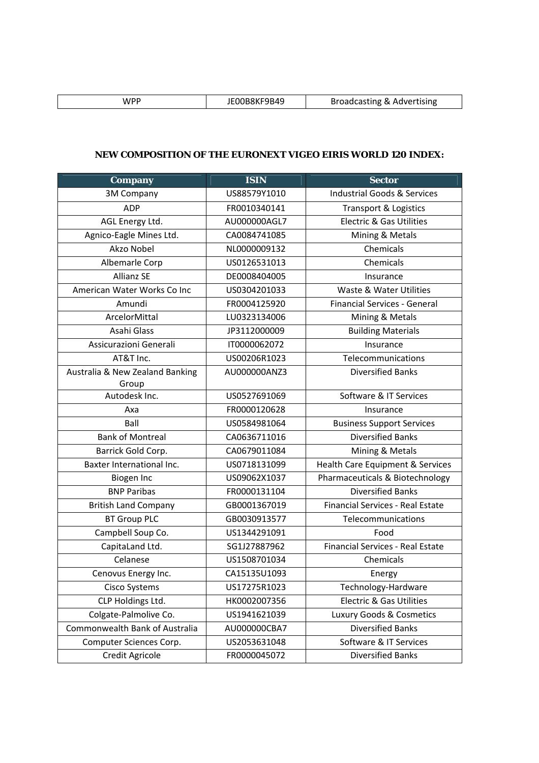| WPP | JE00B8KF9B49 | Broadcasting & Advertising |
|---|---|---|

**NEW COMPOSITION OF THE EURONEXT VIGEO EIRIS WORLD 120 INDEX:**

| Company | ISIN | Sector |
|---|---|---|
| 3M Company | US88579Y1010 | Industrial Goods & Services |
| ADP | FR0010340141 | Transport & Logistics |
| AGL Energy Ltd. | AU000000AGL7 | Electric & Gas Utilities |
| Agnico-Eagle Mines Ltd. | CA0084741085 | Mining & Metals |
| Akzo Nobel | NL0000009132 | Chemicals |
| Albemarle Corp | US0126531013 | Chemicals |
| Allianz SE | DE0008404005 | Insurance |
| American Water Works Co Inc | US0304201033 | Waste & Water Utilities |
| Amundi | FR0004125920 | Financial Services - General |
| ArcelorMittal | LU0323134006 | Mining & Metals |
| Asahi Glass | JP3112000009 | Building Materials |
| Assicurazioni Generali | IT0000062072 | Insurance |
| AT&T Inc. | US00206R1023 | Telecommunications |
| Australia & New Zealand Banking Group | AU000000ANZ3 | Diversified Banks |
| Autodesk Inc. | US0527691069 | Software & IT Services |
| Axa | FR0000120628 | Insurance |
| Ball | US0584981064 | Business Support Services |
| Bank of Montreal | CA0636711016 | Diversified Banks |
| Barrick Gold Corp. | CA0679011084 | Mining & Metals |
| Baxter International Inc. | US0718131099 | Health Care Equipment & Services |
| Biogen Inc | US09062X1037 | Pharmaceuticals & Biotechnology |
| BNP Paribas | FR0000131104 | Diversified Banks |
| British Land Company | GB0001367019 | Financial Services - Real Estate |
| BT Group PLC | GB0030913577 | Telecommunications |
| Campbell Soup Co. | US1344291091 | Food |
| CapitaLand Ltd. | SG1J27887962 | Financial Services - Real Estate |
| Celanese | US1508701034 | Chemicals |
| Cenovus Energy Inc. | CA15135U1093 | Energy |
| Cisco Systems | US17275R1023 | Technology-Hardware |
| CLP Holdings Ltd. | HK0002007356 | Electric & Gas Utilities |
| Colgate-Palmolive Co. | US1941621039 | Luxury Goods & Cosmetics |
| Commonwealth Bank of Australia | AU000000CBA7 | Diversified Banks |
| Computer Sciences Corp. | US2053631048 | Software & IT Services |
| Credit Agricole | FR0000045072 | Diversified Banks |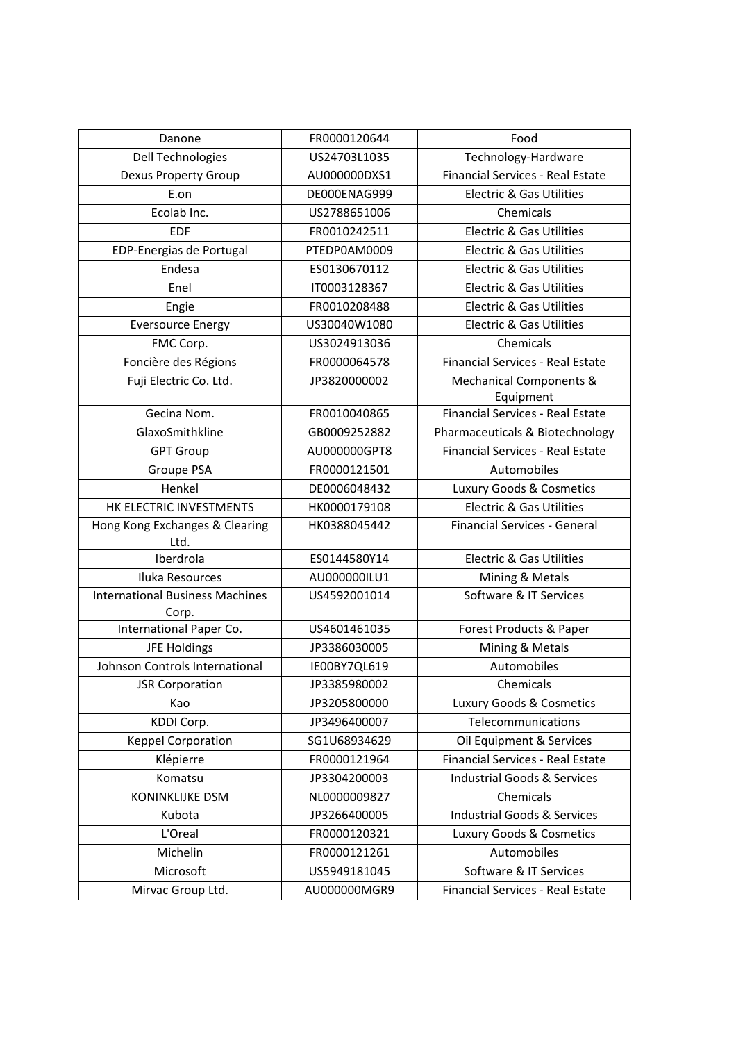| Danone | FR0000120644 | Food |
|---|---|---|
| Dell Technologies | US24703L1035 | Technology-Hardware |
| Dexus Property Group | AU000000DXS1 | Financial Services - Real Estate |
| E.on | DE000ENAG999 | Electric & Gas Utilities |
| Ecolab Inc. | US2788651006 | Chemicals |
| EDF | FR0010242511 | Electric & Gas Utilities |
| EDP-Energias de Portugal | PTEDP0AM0009 | Electric & Gas Utilities |
| Endesa | ES0130670112 | Electric & Gas Utilities |
| Enel | IT0003128367 | Electric & Gas Utilities |
| Engie | FR0010208488 | Electric & Gas Utilities |
| Eversource Energy | US30040W1080 | Electric & Gas Utilities |
| FMC Corp. | US3024913036 | Chemicals |
| Foncière des Régions | FR0000064578 | Financial Services - Real Estate |
| Fuji Electric Co. Ltd. | JP3820000002 | Mechanical Components & Equipment |
| Gecina Nom. | FR0010040865 | Financial Services - Real Estate |
| GlaxoSmithkline | GB0009252882 | Pharmaceuticals & Biotechnology |
| GPT Group | AU000000GPT8 | Financial Services - Real Estate |
| Groupe PSA | FR0000121501 | Automobiles |
| Henkel | DE0006048432 | Luxury Goods & Cosmetics |
| HK ELECTRIC INVESTMENTS | HK0000179108 | Electric & Gas Utilities |
| Hong Kong Exchanges & Clearing Ltd. | HK0388045442 | Financial Services - General |
| Iberdrola | ES0144580Y14 | Electric & Gas Utilities |
| Iluka Resources | AU000000ILU1 | Mining & Metals |
| International Business Machines Corp. | US4592001014 | Software & IT Services |
| International Paper Co. | US4601461035 | Forest Products & Paper |
| JFE Holdings | JP3386030005 | Mining & Metals |
| Johnson Controls International | IE00BY7QL619 | Automobiles |
| JSR Corporation | JP3385980002 | Chemicals |
| Kao | JP3205800000 | Luxury Goods & Cosmetics |
| KDDI Corp. | JP3496400007 | Telecommunications |
| Keppel Corporation | SG1U68934629 | Oil Equipment & Services |
| Klépierre | FR0000121964 | Financial Services - Real Estate |
| Komatsu | JP3304200003 | Industrial Goods & Services |
| KONINKLIJKE DSM | NL0000009827 | Chemicals |
| Kubota | JP3266400005 | Industrial Goods & Services |
| L'Oreal | FR0000120321 | Luxury Goods & Cosmetics |
| Michelin | FR0000121261 | Automobiles |
| Microsoft | US5949181045 | Software & IT Services |
| Mirvac Group Ltd. | AU000000MGR9 | Financial Services - Real Estate |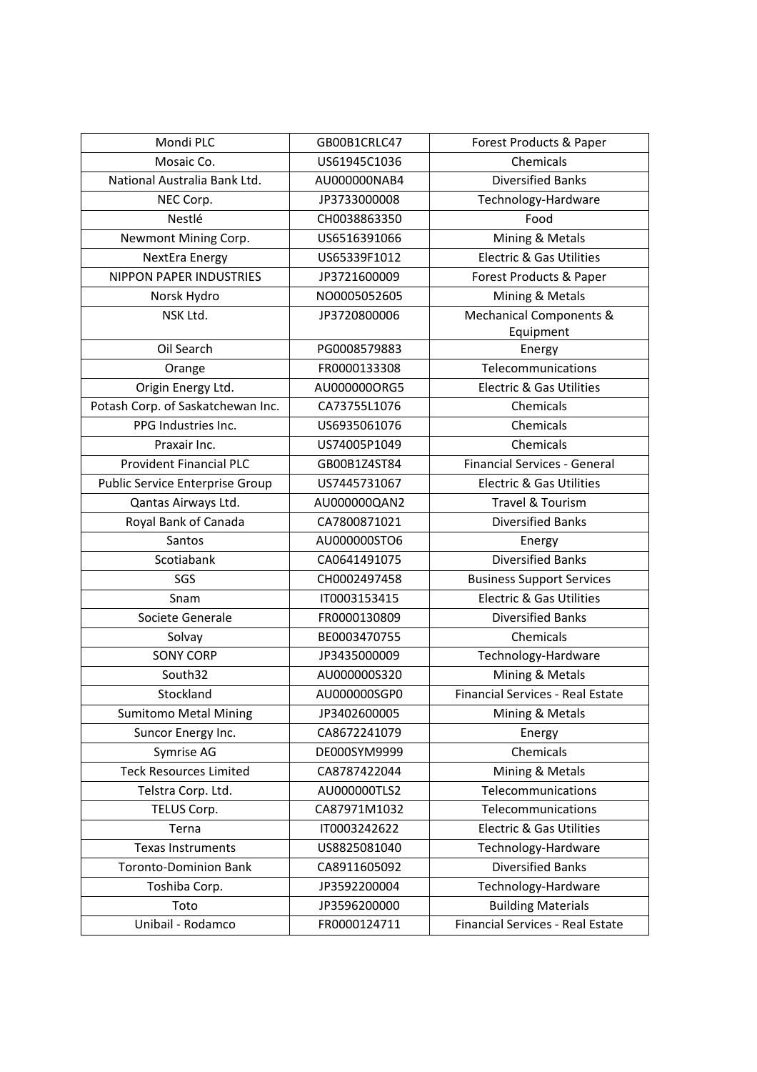| Mondi PLC | GB00B1CRLC47 | Forest Products & Paper |
|---|---|---|
| Mosaic Co. | US61945C1036 | Chemicals |
| National Australia Bank Ltd. | AU000000NAB4 | Diversified Banks |
| NEC Corp. | JP3733000008 | Technology-Hardware |
| Nestlé | CH0038863350 | Food |
| Newmont Mining Corp. | US6516391066 | Mining & Metals |
| NextEra Energy | US65339F1012 | Electric & Gas Utilities |
| NIPPON PAPER INDUSTRIES | JP3721600009 | Forest Products & Paper |
| Norsk Hydro | NO0005052605 | Mining & Metals |
| NSK Ltd. | JP3720800006 | Mechanical Components & Equipment |
| Oil Search | PG0008579883 | Energy |
| Orange | FR0000133308 | Telecommunications |
| Origin Energy Ltd. | AU000000ORG5 | Electric & Gas Utilities |
| Potash Corp. of Saskatchewan Inc. | CA73755L1076 | Chemicals |
| PPG Industries Inc. | US6935061076 | Chemicals |
| Praxair Inc. | US74005P1049 | Chemicals |
| Provident Financial PLC | GB00B1Z4ST84 | Financial Services - General |
| Public Service Enterprise Group | US7445731067 | Electric & Gas Utilities |
| Qantas Airways Ltd. | AU000000QAN2 | Travel & Tourism |
| Royal Bank of Canada | CA7800871021 | Diversified Banks |
| Santos | AU000000STO6 | Energy |
| Scotiabank | CA0641491075 | Diversified Banks |
| SGS | CH0002497458 | Business Support Services |
| Snam | IT0003153415 | Electric & Gas Utilities |
| Societe Generale | FR0000130809 | Diversified Banks |
| Solvay | BE0003470755 | Chemicals |
| SONY CORP | JP3435000009 | Technology-Hardware |
| South32 | AU000000S320 | Mining & Metals |
| Stockland | AU000000SGP0 | Financial Services - Real Estate |
| Sumitomo Metal Mining | JP3402600005 | Mining & Metals |
| Suncor Energy Inc. | CA8672241079 | Energy |
| Symrise AG | DE000SYM9999 | Chemicals |
| Teck Resources Limited | CA8787422044 | Mining & Metals |
| Telstra Corp. Ltd. | AU000000TLS2 | Telecommunications |
| TELUS Corp. | CA87971M1032 | Telecommunications |
| Terna | IT0003242622 | Electric & Gas Utilities |
| Texas Instruments | US8825081040 | Technology-Hardware |
| Toronto-Dominion Bank | CA8911605092 | Diversified Banks |
| Toshiba Corp. | JP3592200004 | Technology-Hardware |
| Toto | JP3596200000 | Building Materials |
| Unibail - Rodamco | FR0000124711 | Financial Services - Real Estate |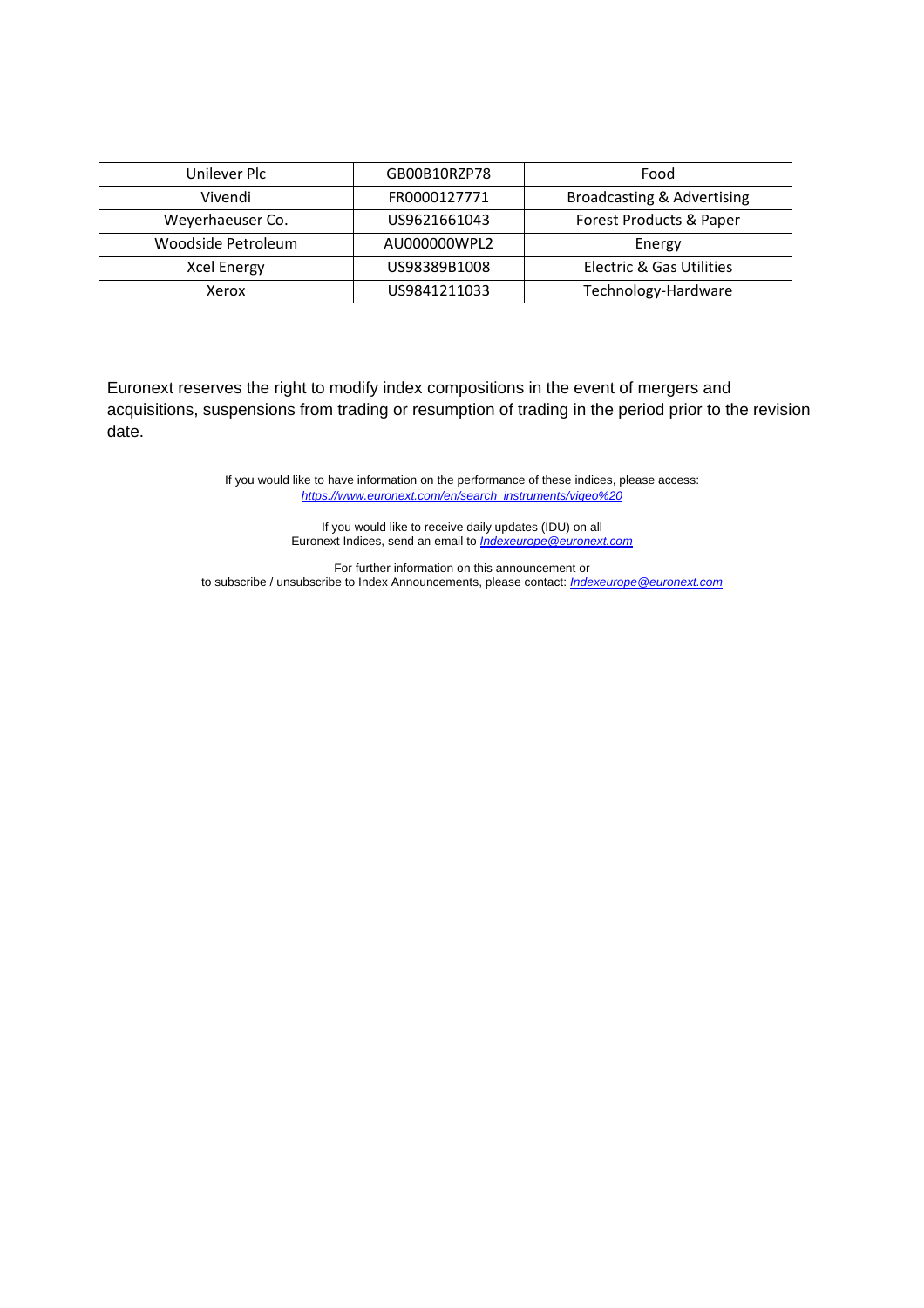| | | |
|---|---|---|
| Unilever Plc | GB00B10RZP78 | Food |
| Vivendi | FR0000127771 | Broadcasting & Advertising |
| Weyerhaeuser Co. | US9621661043 | Forest Products & Paper |
| Woodside Petroleum | AU000000WPL2 | Energy |
| Xcel Energy | US98389B1008 | Electric & Gas Utilities |
| Xerox | US9841211033 | Technology-Hardware |

Euronext reserves the right to modify index compositions in the event of mergers and acquisitions, suspensions from trading or resumption of trading in the period prior to the revision date.

If you would like to have information on the performance of these indices, please access: *https://www.euronext.com/en/search_instruments/vigeo%20*

If you would like to receive daily updates (IDU) on all Euronext Indices, send an email to *Indexeurope@euronext.com*

For further information on this announcement or to subscribe / unsubscribe to Index Announcements, please contact: *Indexeurope@euronext.com*